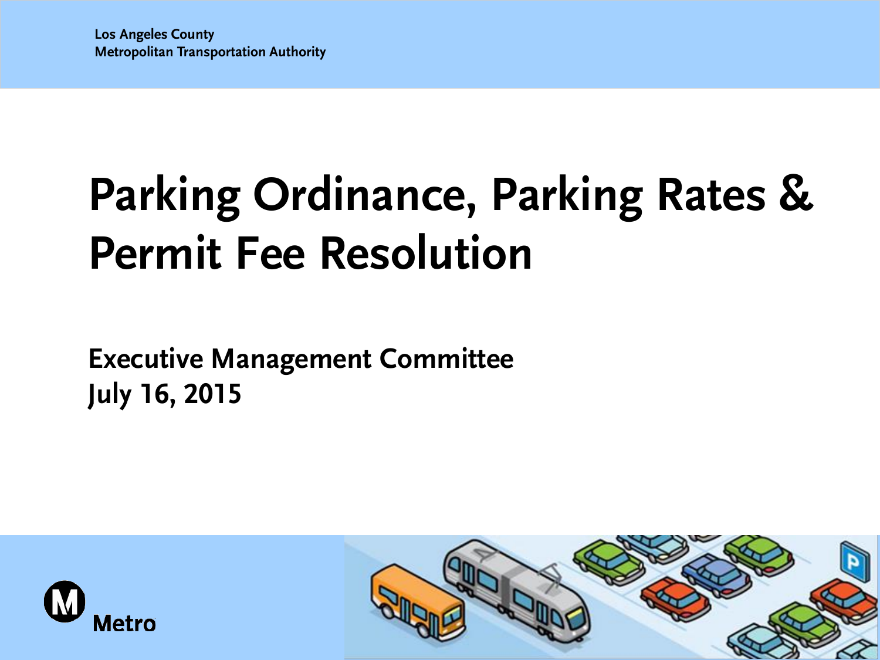Los Angeles County
Metropolitan Transportation Authority

# Parking Ordinance, Parking Rates & Permit Fee Resolution

**Executive Management Committee**
**July 16, 2015**

Metro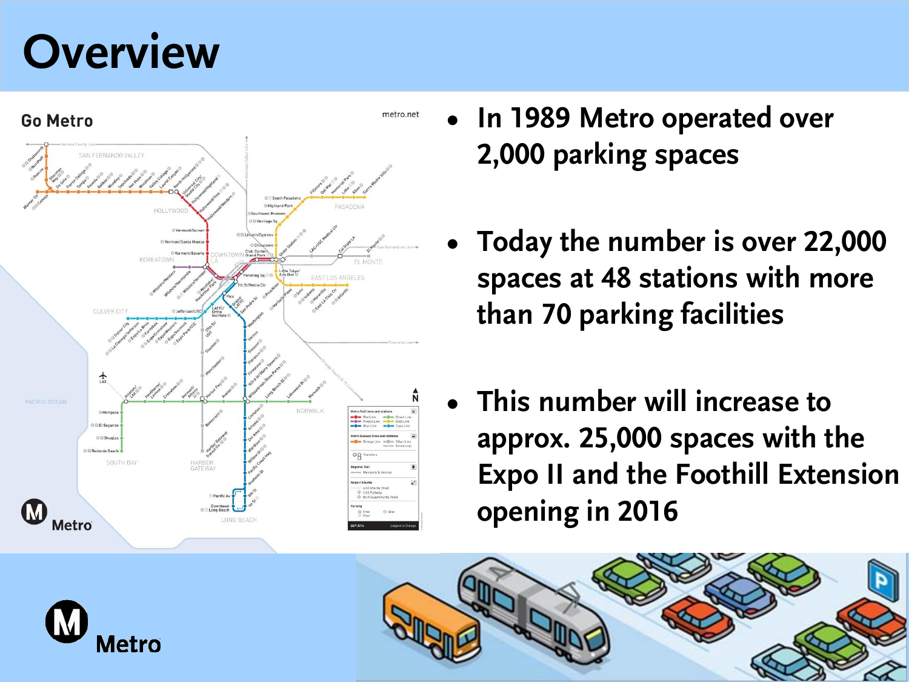# Overview

- In 1989 Metro operated over 2,000 parking spaces
- Today the number is over 22,000 spaces at 48 stations with more than 70 parking facilities
- This number will increase to approx. 25,000 spaces with the Expo II and the Foothill Extension opening in 2016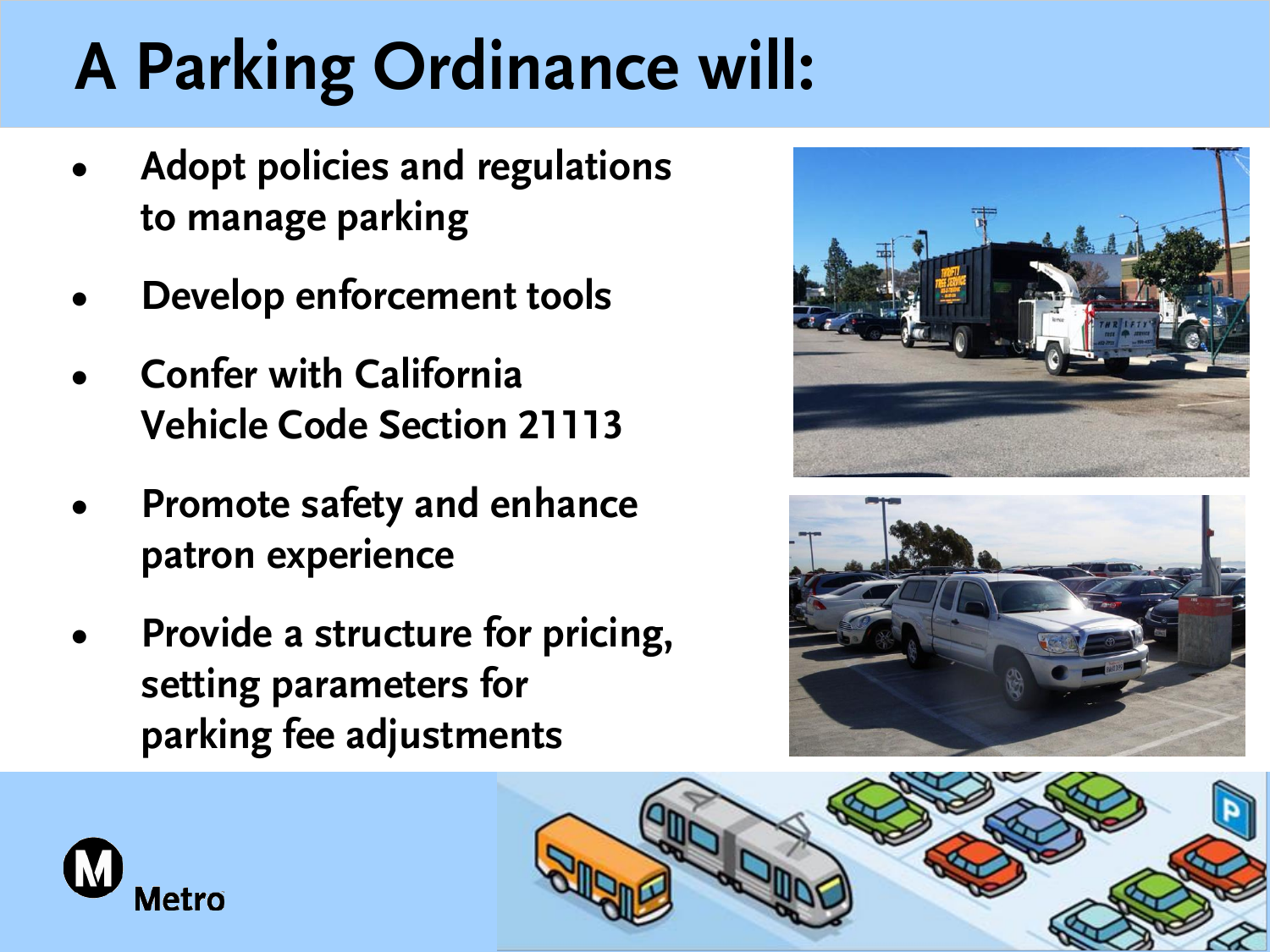# A Parking Ordinance will:

- Adopt policies and regulations to manage parking
- Develop enforcement tools
- Confer with California Vehicle Code Section 21113
- Promote safety and enhance patron experience
- Provide a structure for pricing, setting parameters for parking fee adjustments

Metro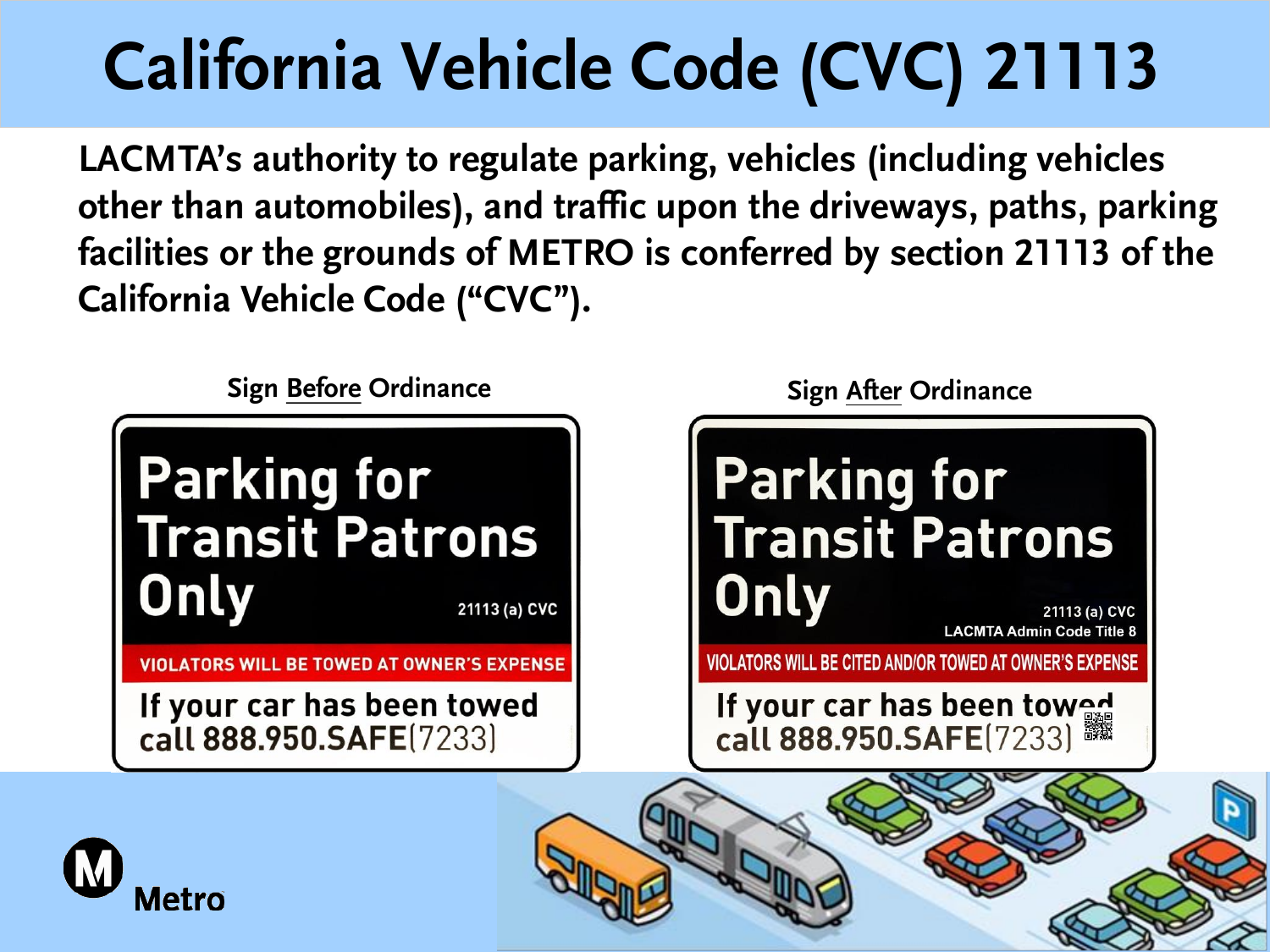# California Vehicle Code (CVC) 21113

**LACMTA's authority to regulate parking, vehicles (including vehicles other than automobiles), and traffic upon the driveways, paths, parking facilities or the grounds of METRO is conferred by section 21113 of the California Vehicle Code ("CVC").**

**Sign Before Ordinance**

Parking for Transit Patrons Only

21113 (a) CVC

VIOLATORS WILL BE TOWED AT OWNER'S EXPENSE

If your car has been towed call 888.950.SAFE(7233)

**Sign After Ordinance**

Parking for Transit Patrons Only

21113 (a) CVC
LACMTA Admin Code Title 8

VIOLATORS WILL BE CITED AND/OR TOWED AT OWNER'S EXPENSE

If your car has been towed call 888.950.SAFE(7233)

Metro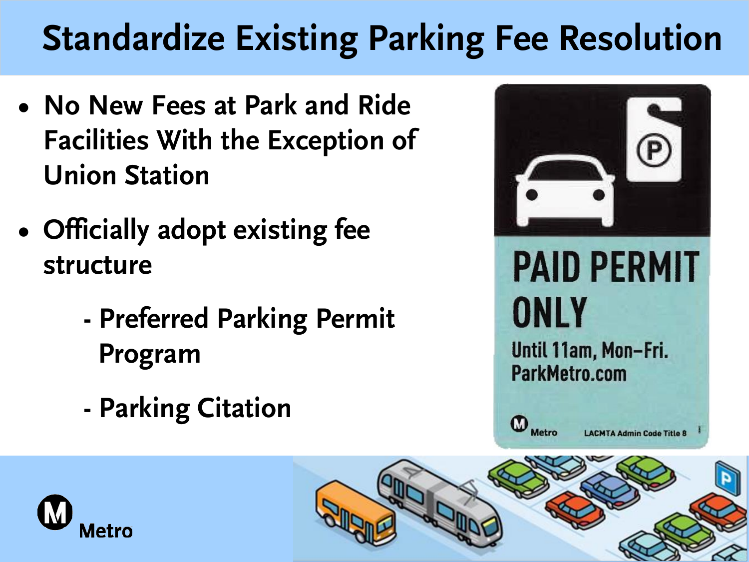# Standardize Existing Parking Fee Resolution

- No New Fees at Park and Ride Facilities With the Exception of Union Station
- Officially adopt existing fee structure
  - Preferred Parking Permit Program
  - Parking Citation

PAID PERMIT ONLY

Until 11am, Mon–Fri.
ParkMetro.com

Metro LACMTA Admin Code Title 8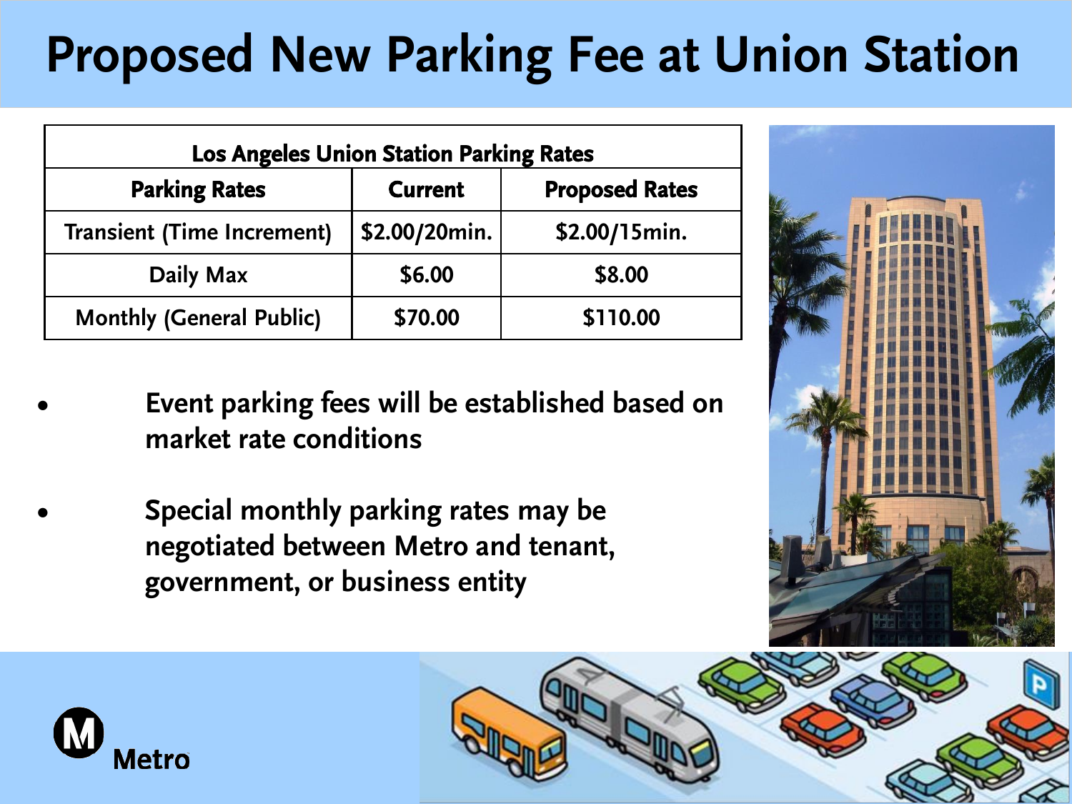# Proposed New Parking Fee at Union Station

| Los Angeles Union Station Parking Rates | | |
|---|---|---|
| **Parking Rates** | **Current** | **Proposed Rates** |
| Transient (Time Increment) | $2.00/20min. | $2.00/15min. |
| Daily Max | $6.00 | $8.00 |
| Monthly (General Public) | $70.00 | $110.00 |

- Event parking fees will be established based on market rate conditions
- Special monthly parking rates may be negotiated between Metro and tenant, government, or business entity

Metro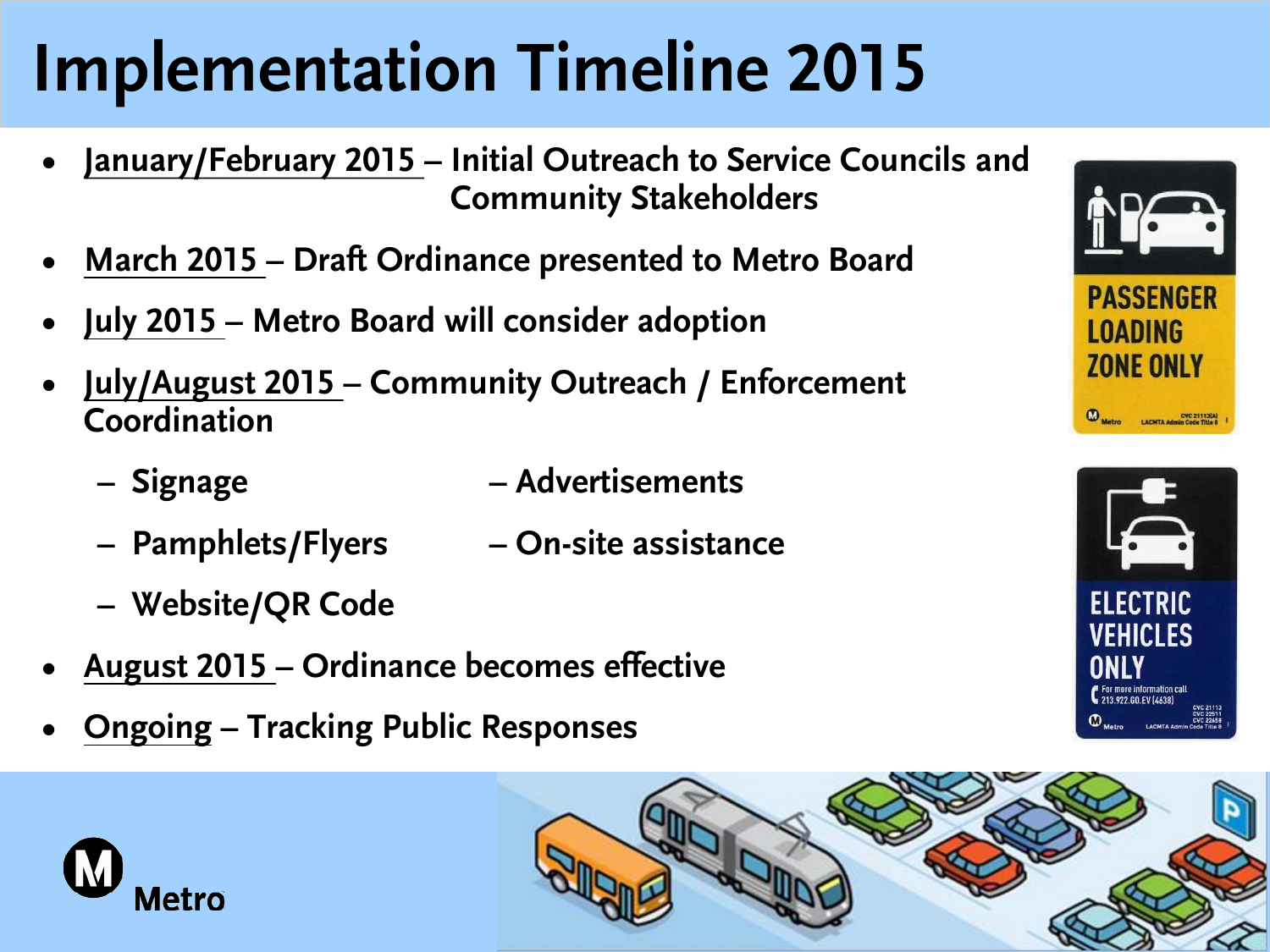# Implementation Timeline 2015

- January/February 2015 – Initial Outreach to Service Councils and Community Stakeholders
- March 2015 – Draft Ordinance presented to Metro Board
- July 2015 – Metro Board will consider adoption
- July/August 2015 – Community Outreach / Enforcement Coordination
  - Signage
  - Pamphlets/Flyers
  - Website/QR Code
  - Advertisements
  - On-site assistance
- August 2015 – Ordinance becomes effective
- Ongoing – Tracking Public Responses